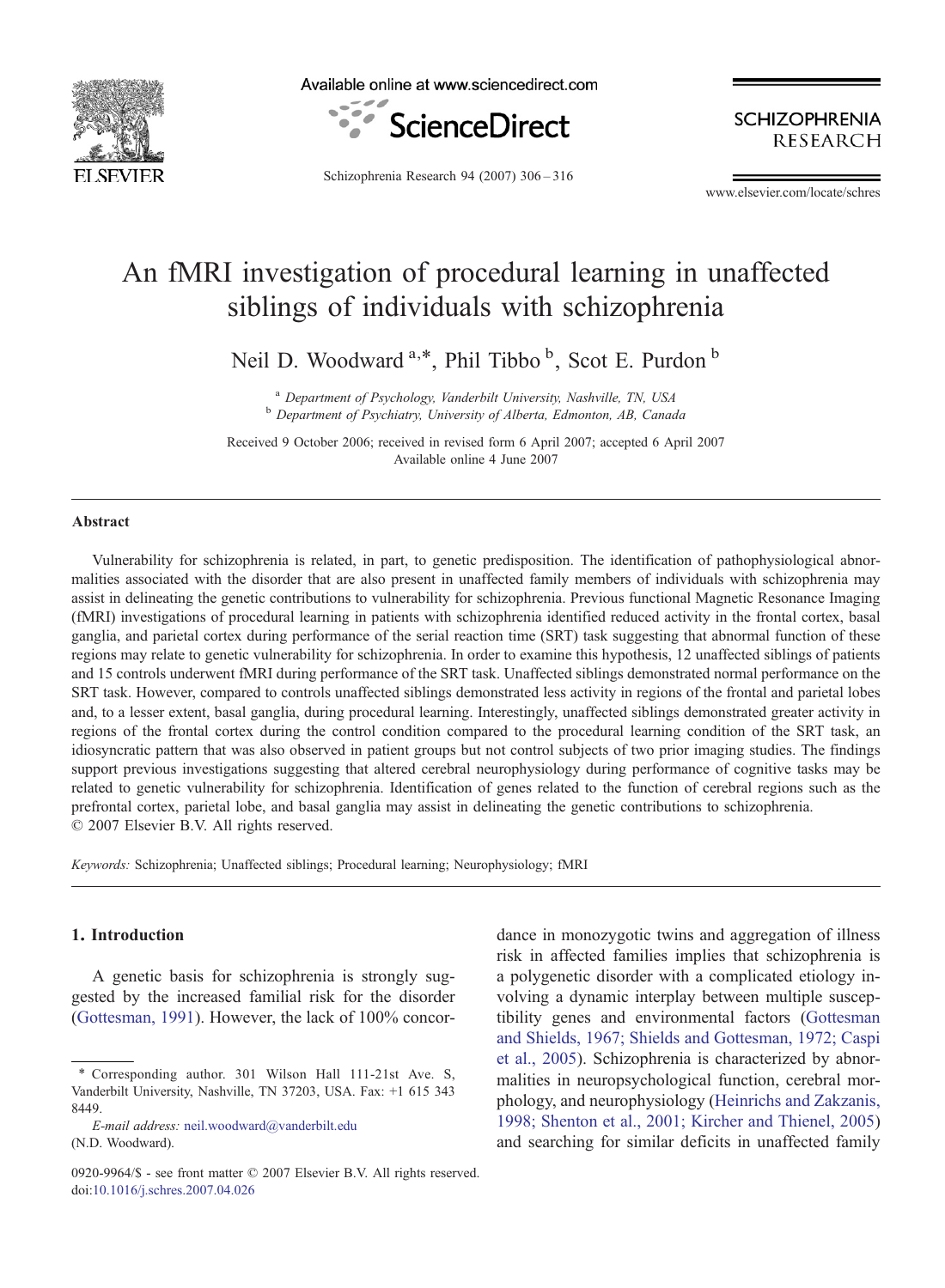# An fMRI investigation of procedural learning in unaffected siblings of individuals with schizophrenia

Neil D. Woodward [a,*], Phil Tibbo [b], Scot E. Purdon [b]

[a] *Department of Psychology, Vanderbilt University, Nashville, TN, USA*
[b] *Department of Psychiatry, University of Alberta, Edmonton, AB, Canada*

Received 9 October 2006; received in revised form 6 April 2007; accepted 6 April 2007
Available online 4 June 2007

## Abstract

Vulnerability for schizophrenia is related, in part, to genetic predisposition. The identification of pathophysiological abnormalities associated with the disorder that are also present in unaffected family members of individuals with schizophrenia may assist in delineating the genetic contributions to vulnerability for schizophrenia. Previous functional Magnetic Resonance Imaging (fMRI) investigations of procedural learning in patients with schizophrenia identified reduced activity in the frontal cortex, basal ganglia, and parietal cortex during performance of the serial reaction time (SRT) task suggesting that abnormal function of these regions may relate to genetic vulnerability for schizophrenia. In order to examine this hypothesis, 12 unaffected siblings of patients and 15 controls underwent fMRI during performance of the SRT task. Unaffected siblings demonstrated normal performance on the SRT task. However, compared to controls unaffected siblings demonstrated less activity in regions of the frontal and parietal lobes and, to a lesser extent, basal ganglia, during procedural learning. Interestingly, unaffected siblings demonstrated greater activity in regions of the frontal cortex during the control condition compared to the procedural learning condition of the SRT task, an idiosyncratic pattern that was also observed in patient groups but not control subjects of two prior imaging studies. The findings support previous investigations suggesting that altered cerebral neurophysiology during performance of cognitive tasks may be related to genetic vulnerability for schizophrenia. Identification of genes related to the function of cerebral regions such as the prefrontal cortex, parietal lobe, and basal ganglia may assist in delineating the genetic contributions to schizophrenia.
© 2007 Elsevier B.V. All rights reserved.

*Keywords:* Schizophrenia; Unaffected siblings; Procedural learning; Neurophysiology; fMRI

## 1. Introduction

A genetic basis for schizophrenia is strongly suggested by the increased familial risk for the disorder (Gottesman, 1991). However, the lack of 100% concordance in monozygotic twins and aggregation of illness risk in affected families implies that schizophrenia is a polygenetic disorder with a complicated etiology involving a dynamic interplay between multiple susceptibility genes and environmental factors (Gottesman and Shields, 1967; Shields and Gottesman, 1972; Caspi et al., 2005). Schizophrenia is characterized by abnormalities in neuropsychological function, cerebral morphology, and neurophysiology (Heinrichs and Zakzanis, 1998; Shenton et al., 2001; Kircher and Thienel, 2005) and searching for similar deficits in unaffected family

\* Corresponding author. 301 Wilson Hall 111-21st Ave. S, Vanderbilt University, Nashville, TN 37203, USA. Fax: +1 615 343 8449.
*E-mail address:* neil.woodward@vanderbilt.edu (N.D. Woodward).

0920-9964/$ - see front matter © 2007 Elsevier B.V. All rights reserved.
doi:10.1016/j.schres.2007.04.026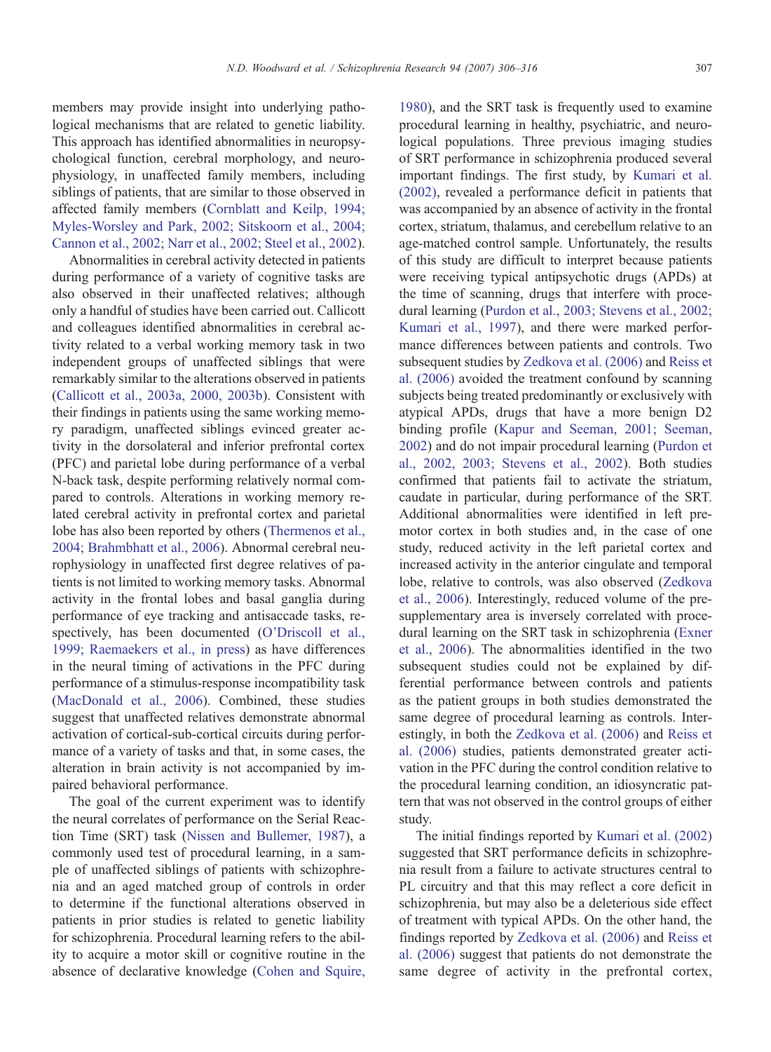members may provide insight into underlying pathological mechanisms that are related to genetic liability. This approach has identified abnormalities in neuropsychological function, cerebral morphology, and neurophysiology, in unaffected family members, including siblings of patients, that are similar to those observed in affected family members (Cornblatt and Keilp, 1994; Myles-Worsley and Park, 2002; Sitskoorn et al., 2004; Cannon et al., 2002; Narr et al., 2002; Steel et al., 2002).

Abnormalities in cerebral activity detected in patients during performance of a variety of cognitive tasks are also observed in their unaffected relatives; although only a handful of studies have been carried out. Callicott and colleagues identified abnormalities in cerebral activity related to a verbal working memory task in two independent groups of unaffected siblings that were remarkably similar to the alterations observed in patients (Callicott et al., 2003a, 2000, 2003b). Consistent with their findings in patients using the same working memory paradigm, unaffected siblings evinced greater activity in the dorsolateral and inferior prefrontal cortex (PFC) and parietal lobe during performance of a verbal N-back task, despite performing relatively normal compared to controls. Alterations in working memory related cerebral activity in prefrontal cortex and parietal lobe has also been reported by others (Thermenos et al., 2004; Brahmbhatt et al., 2006). Abnormal cerebral neurophysiology in unaffected first degree relatives of patients is not limited to working memory tasks. Abnormal activity in the frontal lobes and basal ganglia during performance of eye tracking and antisaccade tasks, respectively, has been documented (O'Driscoll et al., 1999; Raemaekers et al., in press) as have differences in the neural timing of activations in the PFC during performance of a stimulus-response incompatibility task (MacDonald et al., 2006). Combined, these studies suggest that unaffected relatives demonstrate abnormal activation of cortical-sub-cortical circuits during performance of a variety of tasks and that, in some cases, the alteration in brain activity is not accompanied by impaired behavioral performance.

The goal of the current experiment was to identify the neural correlates of performance on the Serial Reaction Time (SRT) task (Nissen and Bullemer, 1987), a commonly used test of procedural learning, in a sample of unaffected siblings of patients with schizophrenia and an aged matched group of controls in order to determine if the functional alterations observed in patients in prior studies is related to genetic liability for schizophrenia. Procedural learning refers to the ability to acquire a motor skill or cognitive routine in the absence of declarative knowledge (Cohen and Squire, 1980), and the SRT task is frequently used to examine procedural learning in healthy, psychiatric, and neurological populations. Three previous imaging studies of SRT performance in schizophrenia produced several important findings. The first study, by Kumari et al. (2002), revealed a performance deficit in patients that was accompanied by an absence of activity in the frontal cortex, striatum, thalamus, and cerebellum relative to an age-matched control sample. Unfortunately, the results of this study are difficult to interpret because patients were receiving typical antipsychotic drugs (APDs) at the time of scanning, drugs that interfere with procedural learning (Purdon et al., 2003; Stevens et al., 2002; Kumari et al., 1997), and there were marked performance differences between patients and controls. Two subsequent studies by Zedkova et al. (2006) and Reiss et al. (2006) avoided the treatment confound by scanning subjects being treated predominantly or exclusively with atypical APDs, drugs that have a more benign D2 binding profile (Kapur and Seeman, 2001; Seeman, 2002) and do not impair procedural learning (Purdon et al., 2002, 2003; Stevens et al., 2002). Both studies confirmed that patients fail to activate the striatum, caudate in particular, during performance of the SRT. Additional abnormalities were identified in left premotor cortex in both studies and, in the case of one study, reduced activity in the left parietal cortex and increased activity in the anterior cingulate and temporal lobe, relative to controls, was also observed (Zedkova et al., 2006). Interestingly, reduced volume of the pre-supplementary area is inversely correlated with procedural learning on the SRT task in schizophrenia (Exner et al., 2006). The abnormalities identified in the two subsequent studies could not be explained by differential performance between controls and patients as the patient groups in both studies demonstrated the same degree of procedural learning as controls. Interestingly, in both the Zedkova et al. (2006) and Reiss et al. (2006) studies, patients demonstrated greater activation in the PFC during the control condition relative to the procedural learning condition, an idiosyncratic pattern that was not observed in the control groups of either study.

The initial findings reported by Kumari et al. (2002) suggested that SRT performance deficits in schizophrenia result from a failure to activate structures central to PL circuitry and that this may reflect a core deficit in schizophrenia, but may also be a deleterious side effect of treatment with typical APDs. On the other hand, the findings reported by Zedkova et al. (2006) and Reiss et al. (2006) suggest that patients do not demonstrate the same degree of activity in the prefrontal cortex,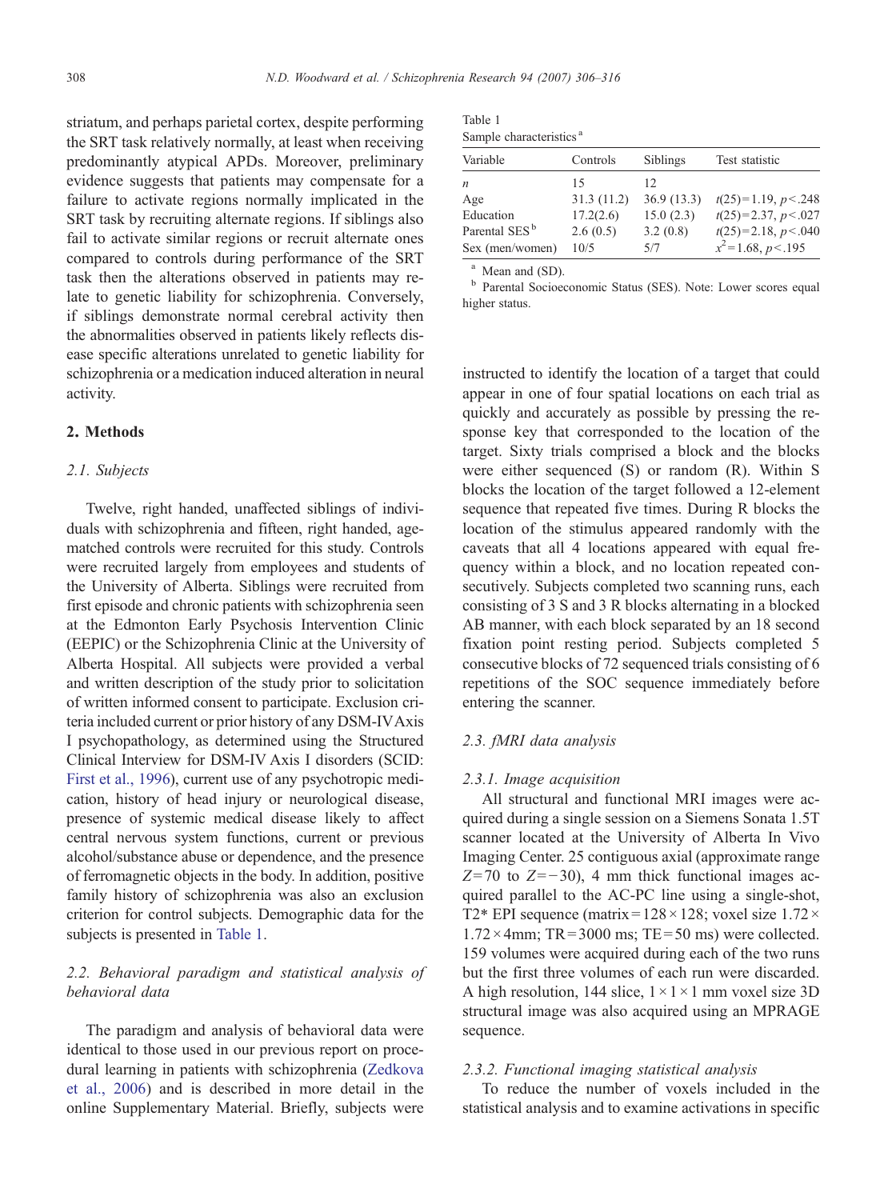striatum, and perhaps parietal cortex, despite performing the SRT task relatively normally, at least when receiving predominantly atypical APDs. Moreover, preliminary evidence suggests that patients may compensate for a failure to activate regions normally implicated in the SRT task by recruiting alternate regions. If siblings also fail to activate similar regions or recruit alternate ones compared to controls during performance of the SRT task then the alterations observed in patients may relate to genetic liability for schizophrenia. Conversely, if siblings demonstrate normal cerebral activity then the abnormalities observed in patients likely reflects disease specific alterations unrelated to genetic liability for schizophrenia or a medication induced alteration in neural activity.

## 2. Methods

### 2.1. Subjects

Twelve, right handed, unaffected siblings of individuals with schizophrenia and fifteen, right handed, age-matched controls were recruited for this study. Controls were recruited largely from employees and students of the University of Alberta. Siblings were recruited from first episode and chronic patients with schizophrenia seen at the Edmonton Early Psychosis Intervention Clinic (EEPIC) or the Schizophrenia Clinic at the University of Alberta Hospital. All subjects were provided a verbal and written description of the study prior to solicitation of written informed consent to participate. Exclusion criteria included current or prior history of any DSM-IV Axis I psychopathology, as determined using the Structured Clinical Interview for DSM-IV Axis I disorders (SCID: First et al., 1996), current use of any psychotropic medication, history of head injury or neurological disease, presence of systemic medical disease likely to affect central nervous system functions, current or previous alcohol/substance abuse or dependence, and the presence of ferromagnetic objects in the body. In addition, positive family history of schizophrenia was also an exclusion criterion for control subjects. Demographic data for the subjects is presented in Table 1.

Table 1
Sample characteristics[a]

| Variable | Controls | Siblings | Test statistic |
|---|---|---|---|
| $n$ | 15 | 12 | |
| Age | 31.3 (11.2) | 36.9 (13.3) | $t(25)=1.19$, $p<.248$ |
| Education | 17.2(2.6) | 15.0 (2.3) | $t(25)=2.37$, $p<.027$ |
| Parental SES[b] | 2.6 (0.5) | 3.2 (0.8) | $t(25)=2.18$, $p<.040$ |
| Sex (men/women) | 10/5 | 5/7 | $x^2=1.68$, $p<.195$ |

[a] Mean and (SD).
[b] Parental Socioeconomic Status (SES). Note: Lower scores equal higher status.

### 2.2. Behavioral paradigm and statistical analysis of behavioral data

The paradigm and analysis of behavioral data were identical to those used in our previous report on procedural learning in patients with schizophrenia (Zedkova et al., 2006) and is described in more detail in the online Supplementary Material. Briefly, subjects were instructed to identify the location of a target that could appear in one of four spatial locations on each trial as quickly and accurately as possible by pressing the response key that corresponded to the location of the target. Sixty trials comprised a block and the blocks were either sequenced (S) or random (R). Within S blocks the location of the target followed a 12-element sequence that repeated five times. During R blocks the location of the stimulus appeared randomly with the caveats that all 4 locations appeared with equal frequency within a block, and no location repeated consecutively. Subjects completed two scanning runs, each consisting of 3 S and 3 R blocks alternating in a blocked AB manner, with each block separated by an 18 second fixation point resting period. Subjects completed 5 consecutive blocks of 72 sequenced trials consisting of 6 repetitions of the SOC sequence immediately before entering the scanner.

### 2.3. fMRI data analysis

#### 2.3.1. Image acquisition

All structural and functional MRI images were acquired during a single session on a Siemens Sonata 1.5T scanner located at the University of Alberta In Vivo Imaging Center. 25 contiguous axial (approximate range $Z=70$ to $Z=-30$), 4 mm thick functional images acquired parallel to the AC-PC line using a single-shot, T2* EPI sequence (matrix $=128\times128$; voxel size $1.72\times1.72\times4$mm; TR $=3000$ ms; TE $=50$ ms) were collected. 159 volumes were acquired during each of the two runs but the first three volumes of each run were discarded. A high resolution, 144 slice, $1\times1\times1$ mm voxel size 3D structural image was also acquired using an MPRAGE sequence.

#### 2.3.2. Functional imaging statistical analysis

To reduce the number of voxels included in the statistical analysis and to examine activations in specific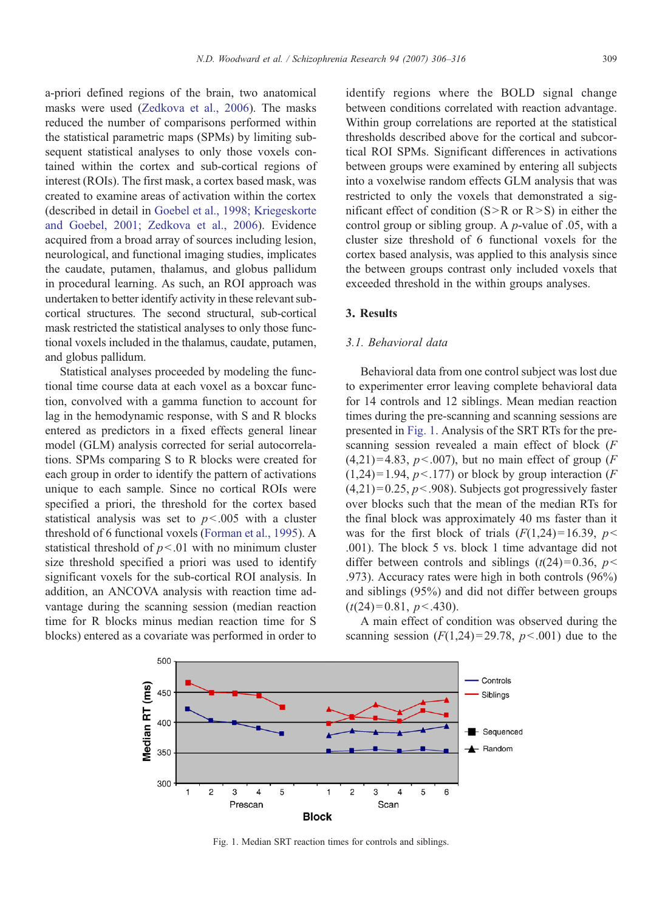a-priori defined regions of the brain, two anatomical masks were used (Zedkova et al., 2006). The masks reduced the number of comparisons performed within the statistical parametric maps (SPMs) by limiting subsequent statistical analyses to only those voxels contained within the cortex and sub-cortical regions of interest (ROIs). The first mask, a cortex based mask, was created to examine areas of activation within the cortex (described in detail in Goebel et al., 1998; Kriegeskorte and Goebel, 2001; Zedkova et al., 2006). Evidence acquired from a broad array of sources including lesion, neurological, and functional imaging studies, implicates the caudate, putamen, thalamus, and globus pallidum in procedural learning. As such, an ROI approach was undertaken to better identify activity in these relevant sub-cortical structures. The second structural, sub-cortical mask restricted the statistical analyses to only those functional voxels included in the thalamus, caudate, putamen, and globus pallidum.

Statistical analyses proceeded by modeling the functional time course data at each voxel as a boxcar function, convolved with a gamma function to account for lag in the hemodynamic response, with S and R blocks entered as predictors in a fixed effects general linear model (GLM) analysis corrected for serial autocorrelations. SPMs comparing S to R blocks were created for each group in order to identify the pattern of activations unique to each sample. Since no cortical ROIs were specified a priori, the threshold for the cortex based statistical analysis was set to $p<.005$ with a cluster threshold of 6 functional voxels (Forman et al., 1995). A statistical threshold of $p<.01$ with no minimum cluster size threshold specified a priori was used to identify significant voxels for the sub-cortical ROI analysis. In addition, an ANCOVA analysis with reaction time advantage during the scanning session (median reaction time for R blocks minus median reaction time for S blocks) entered as a covariate was performed in order to identify regions where the BOLD signal change between conditions correlated with reaction advantage. Within group correlations are reported at the statistical thresholds described above for the cortical and subcortical ROI SPMs. Significant differences in activations between groups were examined by entering all subjects into a voxelwise random effects GLM analysis that was restricted to only the voxels that demonstrated a significant effect of condition (S>R or R>S) in either the control group or sibling group. A $p$-value of .05, with a cluster size threshold of 6 functional voxels for the cortex based analysis, was applied to this analysis since the between groups contrast only included voxels that exceeded threshold in the within groups analyses.

## 3. Results

### 3.1. Behavioral data

Behavioral data from one control subject was lost due to experimenter error leaving complete behavioral data for 14 controls and 12 siblings. Mean median reaction times during the pre-scanning and scanning sessions are presented in Fig. 1. Analysis of the SRT RTs for the pre-scanning session revealed a main effect of block ($F(4,21)=4.83$, $p<.007$), but no main effect of group ($F(1,24)=1.94$, $p<.177$) or block by group interaction ($F(4,21)=0.25$, $p<.908$). Subjects got progressively faster over blocks such that the mean of the median RTs for the final block was approximately 40 ms faster than it was for the first block of trials ($F(1,24)=16.39$, $p<.001$). The block 5 vs. block 1 time advantage did not differ between controls and siblings ($t(24)=0.36$, $p<.973$). Accuracy rates were high in both controls (96%) and siblings (95%) and did not differ between groups ($t(24)=0.81$, $p<.430$).

A main effect of condition was observed during the scanning session ($F(1,24)=29.78$, $p<.001$) due to the

Fig. 1. Median SRT reaction times for controls and siblings.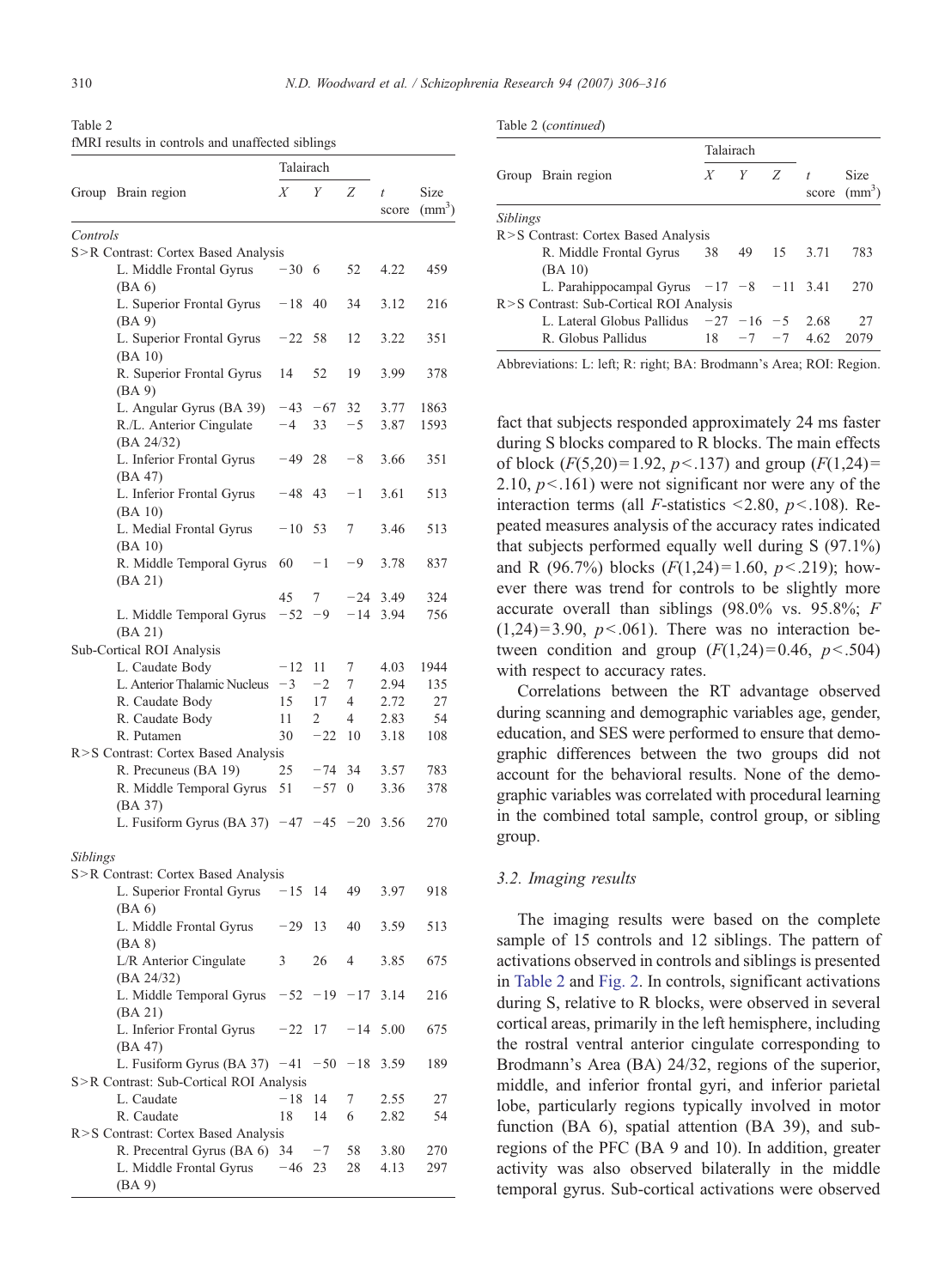Table 2
fMRI results in controls and unaffected siblings

| Group | Brain region | Talairach | | | t score | Size (mm$^3$) |
|---|---|---|---|---|---|---|
| | | X | Y | Z | | |
| *Controls* | | | | | | |
| S>R Contrast: Cortex Based Analysis | | | | | | |
| | L. Middle Frontal Gyrus (BA 6) | −30 | 6 | 52 | 4.22 | 459 |
| | L. Superior Frontal Gyrus (BA 9) | −18 | 40 | 34 | 3.12 | 216 |
| | L. Superior Frontal Gyrus (BA 10) | −22 | 58 | 12 | 3.22 | 351 |
| | R. Superior Frontal Gyrus (BA 9) | 14 | 52 | 19 | 3.99 | 378 |
| | L. Angular Gyrus (BA 39) | −43 | −67 | 32 | 3.77 | 1863 |
| | R./L. Anterior Cingulate (BA 24/32) | −4 | 33 | −5 | 3.87 | 1593 |
| | L. Inferior Frontal Gyrus (BA 47) | −49 | 28 | −8 | 3.66 | 351 |
| | L. Inferior Frontal Gyrus (BA 10) | −48 | 43 | −1 | 3.61 | 513 |
| | L. Medial Frontal Gyrus (BA 10) | −10 | 53 | 7 | 3.46 | 513 |
| | R. Middle Temporal Gyrus (BA 21) | 60 | −1 | −9 | 3.78 | 837 |
| | | 45 | 7 | −24 | 3.49 | 324 |
| | L. Middle Temporal Gyrus (BA 21) | −52 | −9 | −14 | 3.94 | 756 |
| Sub-Cortical ROI Analysis | | | | | | |
| | L. Caudate Body | −12 | 11 | 7 | 4.03 | 1944 |
| | L. Anterior Thalamic Nucleus | −3 | −2 | 7 | 2.94 | 135 |
| | R. Caudate Body | 15 | 17 | 4 | 2.72 | 27 |
| | R. Caudate Body | 11 | 2 | 4 | 2.83 | 54 |
| | R. Putamen | 30 | −22 | 10 | 3.18 | 108 |
| R>S Contrast: Cortex Based Analysis | | | | | | |
| | R. Precuneus (BA 19) | 25 | −74 | 34 | 3.57 | 783 |
| | R. Middle Temporal Gyrus (BA 37) | 51 | −57 | 0 | 3.36 | 378 |
| | L. Fusiform Gyrus (BA 37) | −47 | −45 | −20 | 3.56 | 270 |
| *Siblings* | | | | | | |
| S>R Contrast: Cortex Based Analysis | | | | | | |
| | L. Superior Frontal Gyrus (BA 6) | −15 | 14 | 49 | 3.97 | 918 |
| | L. Middle Frontal Gyrus (BA 8) | −29 | 13 | 40 | 3.59 | 513 |
| | L/R Anterior Cingulate (BA 24/32) | 3 | 26 | 4 | 3.85 | 675 |
| | L. Middle Temporal Gyrus (BA 21) | −52 | −19 | −17 | 3.14 | 216 |
| | L. Inferior Frontal Gyrus (BA 47) | −22 | 17 | −14 | 5.00 | 675 |
| | L. Fusiform Gyrus (BA 37) | −41 | −50 | −18 | 3.59 | 189 |
| S>R Contrast: Sub-Cortical ROI Analysis | | | | | | |
| | L. Caudate | −18 | 14 | 7 | 2.55 | 27 |
| | R. Caudate | 18 | 14 | 6 | 2.82 | 54 |
| R>S Contrast: Cortex Based Analysis | | | | | | |
| | R. Precentral Gyrus (BA 6) | 34 | −7 | 58 | 3.80 | 270 |
| | L. Middle Frontal Gyrus (BA 9) | −46 | 23 | 28 | 4.13 | 297 |
| *Siblings* | | | | | | |
| R>S Contrast: Cortex Based Analysis | | | | | | |
| | R. Middle Frontal Gyrus (BA 10) | 38 | 49 | 15 | 3.71 | 783 |
| | L. Parahippocampal Gyrus | −17 | −8 | −11 | 3.41 | 270 |
| R>S Contrast: Sub-Cortical ROI Analysis | | | | | | |
| | L. Lateral Globus Pallidus | −27 | −16 | −5 | 2.68 | 27 |
| | R. Globus Pallidus | 18 | −7 | −7 | 4.62 | 2079 |

Abbreviations: L: left; R: right; BA: Brodmann's Area; ROI: Region.

fact that subjects responded approximately 24 ms faster during S blocks compared to R blocks. The main effects of block ($F(5,20)=1.92$, $p<.137$) and group ($F(1,24)=2.10$, $p<.161$) were not significant nor were any of the interaction terms (all $F$-statistics $<2.80$, $p<.108$). Repeated measures analysis of the accuracy rates indicated that subjects performed equally well during S (97.1%) and R (96.7%) blocks ($F(1,24)=1.60$, $p<.219$); however there was trend for controls to be slightly more accurate overall than siblings (98.0% vs. 95.8%; $F(1,24)=3.90$, $p<.061$). There was no interaction between condition and group ($F(1,24)=0.46$, $p<.504$) with respect to accuracy rates.

Correlations between the RT advantage observed during scanning and demographic variables age, gender, education, and SES were performed to ensure that demographic differences between the two groups did not account for the behavioral results. None of the demographic variables was correlated with procedural learning in the combined total sample, control group, or sibling group.

### 3.2. Imaging results

The imaging results were based on the complete sample of 15 controls and 12 siblings. The pattern of activations observed in controls and siblings is presented in Table 2 and Fig. 2. In controls, significant activations during S, relative to R blocks, were observed in several cortical areas, primarily in the left hemisphere, including the rostral ventral anterior cingulate corresponding to Brodmann's Area (BA) 24/32, regions of the superior, middle, and inferior frontal gyri, and inferior parietal lobe, particularly regions typically involved in motor function (BA 6), spatial attention (BA 39), and subregions of the PFC (BA 9 and 10). In addition, greater activity was also observed bilaterally in the middle temporal gyrus. Sub-cortical activations were observed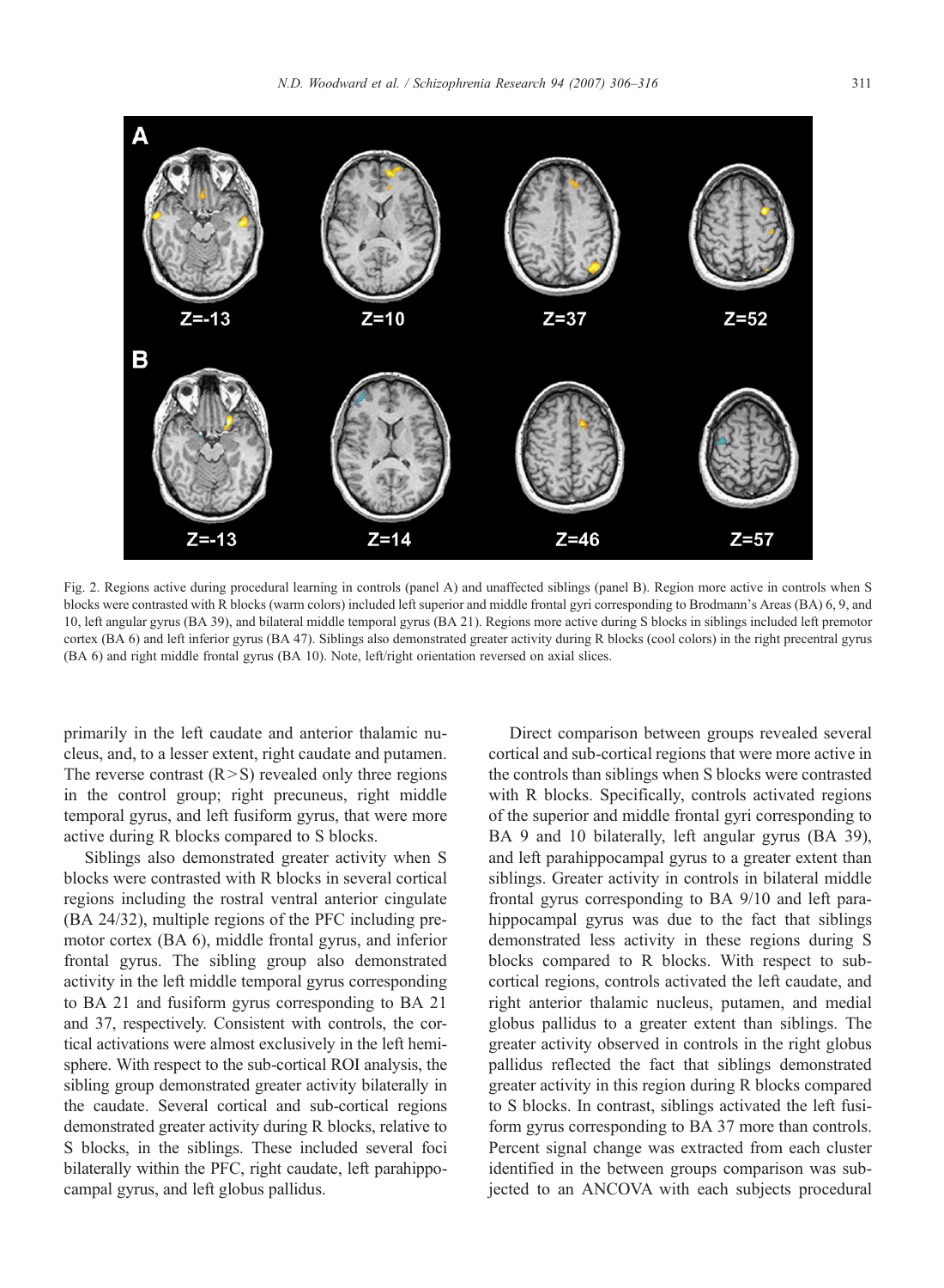Fig. 2. Regions active during procedural learning in controls (panel A) and unaffected siblings (panel B). Region more active in controls when S blocks were contrasted with R blocks (warm colors) included left superior and middle frontal gyri corresponding to Brodmann's Areas (BA) 6, 9, and 10, left angular gyrus (BA 39), and bilateral middle temporal gyrus (BA 21). Regions more active during S blocks in siblings included left premotor cortex (BA 6) and left inferior gyrus (BA 47). Siblings also demonstrated greater activity during R blocks (cool colors) in the right precentral gyrus (BA 6) and right middle frontal gyrus (BA 10). Note, left/right orientation reversed on axial slices.

primarily in the left caudate and anterior thalamic nucleus, and, to a lesser extent, right caudate and putamen. The reverse contrast (R > S) revealed only three regions in the control group; right precuneus, right middle temporal gyrus, and left fusiform gyrus, that were more active during R blocks compared to S blocks.

Siblings also demonstrated greater activity when S blocks were contrasted with R blocks in several cortical regions including the rostral ventral anterior cingulate (BA 24/32), multiple regions of the PFC including premotor cortex (BA 6), middle frontal gyrus, and inferior frontal gyrus. The sibling group also demonstrated activity in the left middle temporal gyrus corresponding to BA 21 and fusiform gyrus corresponding to BA 21 and 37, respectively. Consistent with controls, the cortical activations were almost exclusively in the left hemisphere. With respect to the sub-cortical ROI analysis, the sibling group demonstrated greater activity bilaterally in the caudate. Several cortical and sub-cortical regions demonstrated greater activity during R blocks, relative to S blocks, in the siblings. These included several foci bilaterally within the PFC, right caudate, left parahippocampal gyrus, and left globus pallidus.

Direct comparison between groups revealed several cortical and sub-cortical regions that were more active in the controls than siblings when S blocks were contrasted with R blocks. Specifically, controls activated regions of the superior and middle frontal gyri corresponding to BA 9 and 10 bilaterally, left angular gyrus (BA 39), and left parahippocampal gyrus to a greater extent than siblings. Greater activity in controls in bilateral middle frontal gyrus corresponding to BA 9/10 and left parahippocampal gyrus was due to the fact that siblings demonstrated less activity in these regions during S blocks compared to R blocks. With respect to sub-cortical regions, controls activated the left caudate, and right anterior thalamic nucleus, putamen, and medial globus pallidus to a greater extent than siblings. The greater activity observed in controls in the right globus pallidus reflected the fact that siblings demonstrated greater activity in this region during R blocks compared to S blocks. In contrast, siblings activated the left fusiform gyrus corresponding to BA 37 more than controls. Percent signal change was extracted from each cluster identified in the between groups comparison was subjected to an ANCOVA with each subjects procedural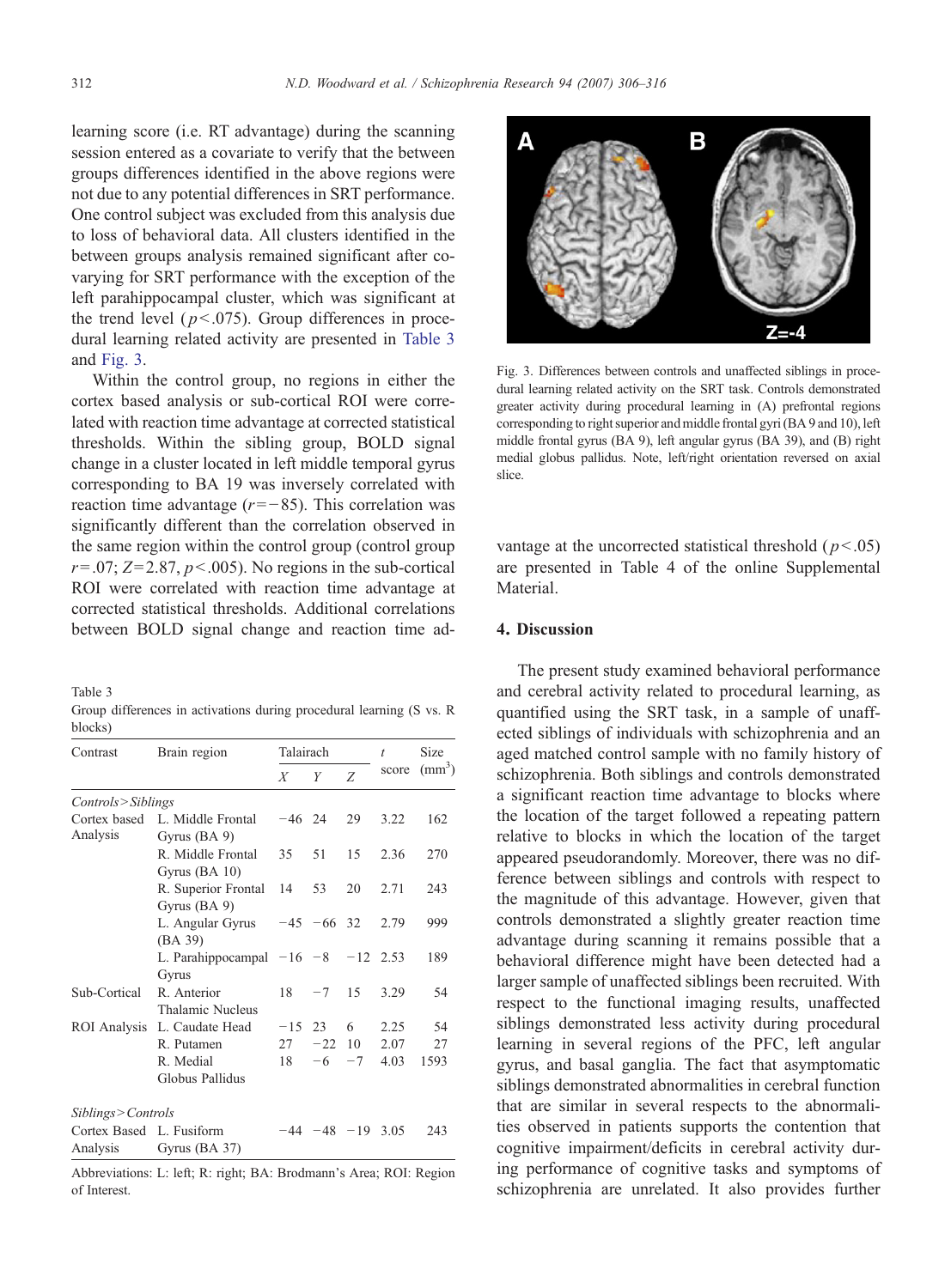learning score (i.e. RT advantage) during the scanning session entered as a covariate to verify that the between groups differences identified in the above regions were not due to any potential differences in SRT performance. One control subject was excluded from this analysis due to loss of behavioral data. All clusters identified in the between groups analysis remained significant after co-varying for SRT performance with the exception of the left parahippocampal cluster, which was significant at the trend level ($p<.075$). Group differences in procedural learning related activity are presented in Table 3 and Fig. 3.

Within the control group, no regions in either the cortex based analysis or sub-cortical ROI were correlated with reaction time advantage at corrected statistical thresholds. Within the sibling group, BOLD signal change in a cluster located in left middle temporal gyrus corresponding to BA 19 was inversely correlated with reaction time advantage ($r=-85$). This correlation was significantly different than the correlation observed in the same region within the control group (control group $r=.07$; $Z=2.87$, $p<.005$). No regions in the sub-cortical ROI were correlated with reaction time advantage at corrected statistical thresholds. Additional correlations between BOLD signal change and reaction time advantage at the uncorrected statistical threshold ($p<.05$) are presented in Table 4 of the online Supplemental Material.

Table 3
Group differences in activations during procedural learning (S vs. R blocks)

| Contrast | Brain region | Talairach | | | t score | Size (mm$^3$) |
|---|---|---|---|---|---|---|
| | | X | Y | Z | | |
| *Controls > Siblings* | | | | | | |
| Cortex based Analysis | L. Middle Frontal Gyrus (BA 9) | −46 | 24 | 29 | 3.22 | 162 |
| | R. Middle Frontal Gyrus (BA 10) | 35 | 51 | 15 | 2.36 | 270 |
| | R. Superior Frontal Gyrus (BA 9) | 14 | 53 | 20 | 2.71 | 243 |
| | L. Angular Gyrus (BA 39) | −45 | −66 | 32 | 2.79 | 999 |
| | L. Parahippocampal Gyrus | −16 | −8 | −12 | 2.53 | 189 |
| Sub-Cortical | R. Anterior Thalamic Nucleus | 18 | −7 | 15 | 3.29 | 54 |
| ROI Analysis | L. Caudate Head | −15 | 23 | 6 | 2.25 | 54 |
| | R. Putamen | 27 | −22 | 10 | 2.07 | 27 |
| | R. Medial Globus Pallidus | 18 | −6 | −7 | 4.03 | 1593 |
| *Siblings > Controls* | | | | | | |
| Cortex Based Analysis | L. Fusiform Gyrus (BA 37) | −44 | −48 | −19 | 3.05 | 243 |

Abbreviations: L: left; R: right; BA: Brodmann's Area; ROI: Region of Interest.

Fig. 3. Differences between controls and unaffected siblings in procedural learning related activity on the SRT task. Controls demonstrated greater activity during procedural learning in (A) prefrontal regions corresponding to right superior and middle frontal gyri (BA 9 and 10), left middle frontal gyrus (BA 9), left angular gyrus (BA 39), and (B) right medial globus pallidus. Note, left/right orientation reversed on axial slice.

## 4. Discussion

The present study examined behavioral performance and cerebral activity related to procedural learning, as quantified using the SRT task, in a sample of unaffected siblings of individuals with schizophrenia and an aged matched control sample with no family history of schizophrenia. Both siblings and controls demonstrated a significant reaction time advantage to blocks where the location of the target followed a repeating pattern relative to blocks in which the location of the target appeared pseudorandomly. Moreover, there was no difference between siblings and controls with respect to the magnitude of this advantage. However, given that controls demonstrated a slightly greater reaction time advantage during scanning it remains possible that a behavioral difference might have been detected had a larger sample of unaffected siblings been recruited. With respect to the functional imaging results, unaffected siblings demonstrated less activity during procedural learning in several regions of the PFC, left angular gyrus, and basal ganglia. The fact that asymptomatic siblings demonstrated abnormalities in cerebral function that are similar in several respects to the abnormalities observed in patients supports the contention that cognitive impairment/deficits in cerebral activity during performance of cognitive tasks and symptoms of schizophrenia are unrelated. It also provides further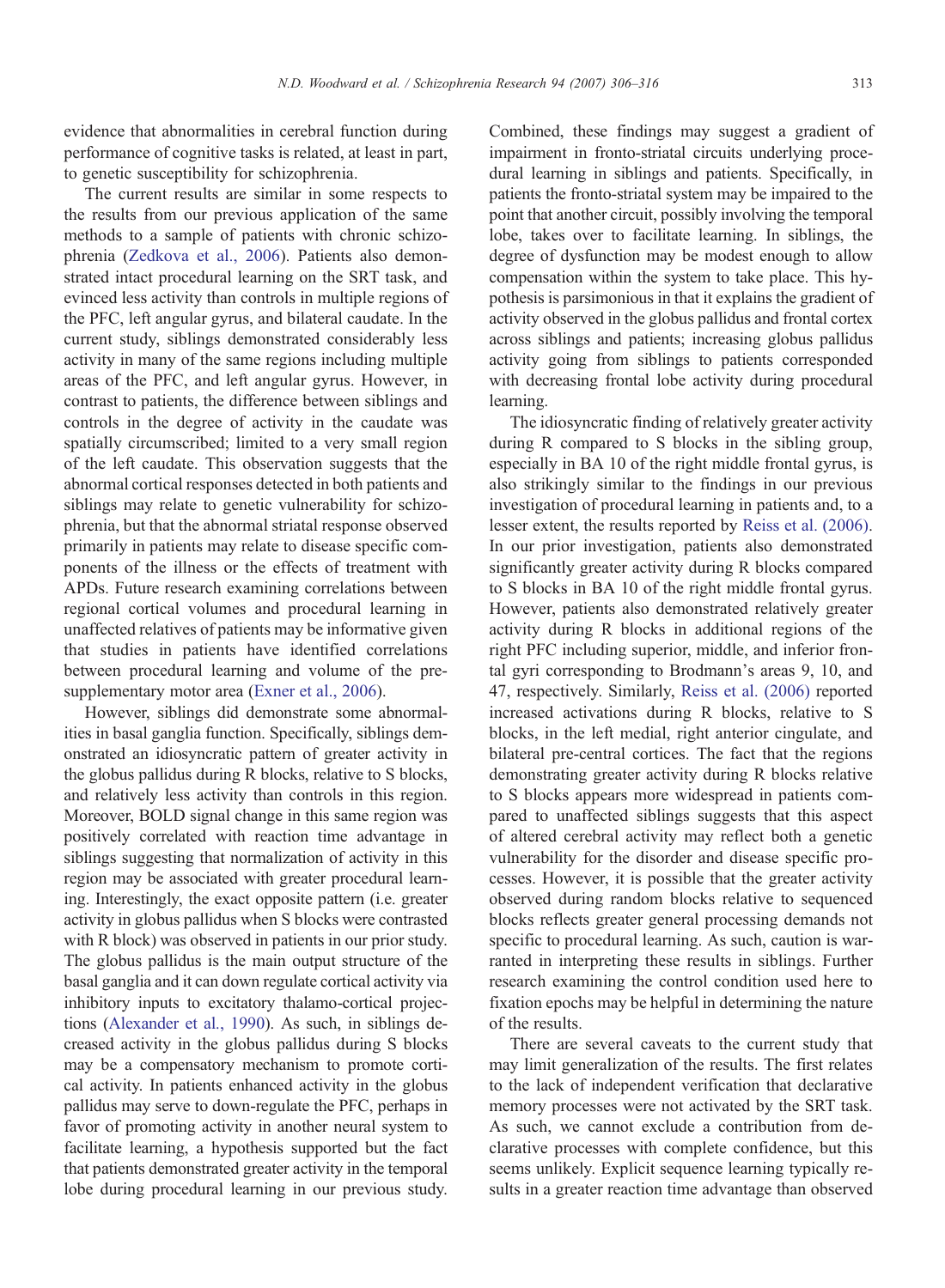evidence that abnormalities in cerebral function during performance of cognitive tasks is related, at least in part, to genetic susceptibility for schizophrenia.

The current results are similar in some respects to the results from our previous application of the same methods to a sample of patients with chronic schizophrenia (Zedkova et al., 2006). Patients also demonstrated intact procedural learning on the SRT task, and evinced less activity than controls in multiple regions of the PFC, left angular gyrus, and bilateral caudate. In the current study, siblings demonstrated considerably less activity in many of the same regions including multiple areas of the PFC, and left angular gyrus. However, in contrast to patients, the difference between siblings and controls in the degree of activity in the caudate was spatially circumscribed; limited to a very small region of the left caudate. This observation suggests that the abnormal cortical responses detected in both patients and siblings may relate to genetic vulnerability for schizophrenia, but that the abnormal striatal response observed primarily in patients may relate to disease specific components of the illness or the effects of treatment with APDs. Future research examining correlations between regional cortical volumes and procedural learning in unaffected relatives of patients may be informative given that studies in patients have identified correlations between procedural learning and volume of the pre-supplementary motor area (Exner et al., 2006).

However, siblings did demonstrate some abnormalities in basal ganglia function. Specifically, siblings demonstrated an idiosyncratic pattern of greater activity in the globus pallidus during R blocks, relative to S blocks, and relatively less activity than controls in this region. Moreover, BOLD signal change in this same region was positively correlated with reaction time advantage in siblings suggesting that normalization of activity in this region may be associated with greater procedural learning. Interestingly, the exact opposite pattern (i.e. greater activity in globus pallidus when S blocks were contrasted with R block) was observed in patients in our prior study. The globus pallidus is the main output structure of the basal ganglia and it can down regulate cortical activity via inhibitory inputs to excitatory thalamo-cortical projections (Alexander et al., 1990). As such, in siblings decreased activity in the globus pallidus during S blocks may be a compensatory mechanism to promote cortical activity. In patients enhanced activity in the globus pallidus may serve to down-regulate the PFC, perhaps in favor of promoting activity in another neural system to facilitate learning, a hypothesis supported but the fact that patients demonstrated greater activity in the temporal lobe during procedural learning in our previous study. Combined, these findings may suggest a gradient of impairment in fronto-striatal circuits underlying procedural learning in siblings and patients. Specifically, in patients the fronto-striatal system may be impaired to the point that another circuit, possibly involving the temporal lobe, takes over to facilitate learning. In siblings, the degree of dysfunction may be modest enough to allow compensation within the system to take place. This hypothesis is parsimonious in that it explains the gradient of activity observed in the globus pallidus and frontal cortex across siblings and patients; increasing globus pallidus activity going from siblings to patients corresponded with decreasing frontal lobe activity during procedural learning.

The idiosyncratic finding of relatively greater activity during R compared to S blocks in the sibling group, especially in BA 10 of the right middle frontal gyrus, is also strikingly similar to the findings in our previous investigation of procedural learning in patients and, to a lesser extent, the results reported by Reiss et al. (2006). In our prior investigation, patients also demonstrated significantly greater activity during R blocks compared to S blocks in BA 10 of the right middle frontal gyrus. However, patients also demonstrated relatively greater activity during R blocks in additional regions of the right PFC including superior, middle, and inferior frontal gyri corresponding to Brodmann's areas 9, 10, and 47, respectively. Similarly, Reiss et al. (2006) reported increased activations during R blocks, relative to S blocks, in the left medial, right anterior cingulate, and bilateral pre-central cortices. The fact that the regions demonstrating greater activity during R blocks relative to S blocks appears more widespread in patients compared to unaffected siblings suggests that this aspect of altered cerebral activity may reflect both a genetic vulnerability for the disorder and disease specific processes. However, it is possible that the greater activity observed during random blocks relative to sequenced blocks reflects greater general processing demands not specific to procedural learning. As such, caution is warranted in interpreting these results in siblings. Further research examining the control condition used here to fixation epochs may be helpful in determining the nature of the results.

There are several caveats to the current study that may limit generalization of the results. The first relates to the lack of independent verification that declarative memory processes were not activated by the SRT task. As such, we cannot exclude a contribution from declarative processes with complete confidence, but this seems unlikely. Explicit sequence learning typically results in a greater reaction time advantage than observed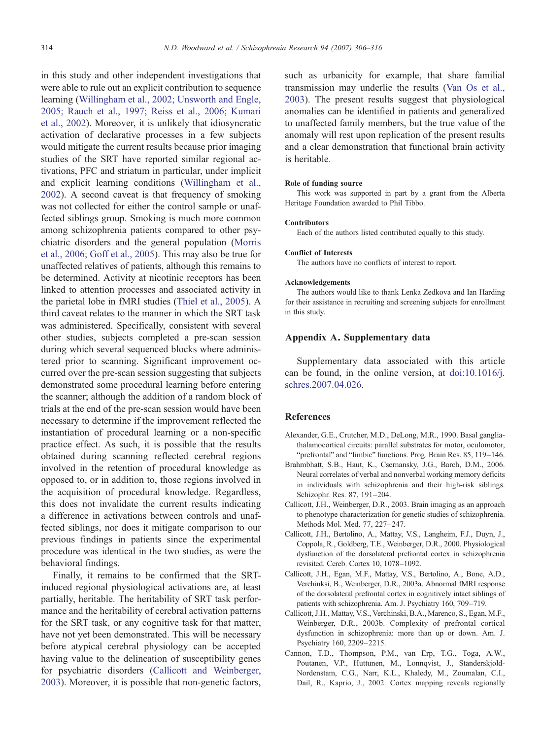in this study and other independent investigations that were able to rule out an explicit contribution to sequence learning (Willingham et al., 2002; Unsworth and Engle, 2005; Rauch et al., 1997; Reiss et al., 2006; Kumari et al., 2002). Moreover, it is unlikely that idiosyncratic activation of declarative processes in a few subjects would mitigate the current results because prior imaging studies of the SRT have reported similar regional activations, PFC and striatum in particular, under implicit and explicit learning conditions (Willingham et al., 2002). A second caveat is that frequency of smoking was not collected for either the control sample or unaffected siblings group. Smoking is much more common among schizophrenia patients compared to other psychiatric disorders and the general population (Morris et al., 2006; Goff et al., 2005). This may also be true for unaffected relatives of patients, although this remains to be determined. Activity at nicotinic receptors has been linked to attention processes and associated activity in the parietal lobe in fMRI studies (Thiel et al., 2005). A third caveat relates to the manner in which the SRT task was administered. Specifically, consistent with several other studies, subjects completed a pre-scan session during which several sequenced blocks where administered prior to scanning. Significant improvement occurred over the pre-scan session suggesting that subjects demonstrated some procedural learning before entering the scanner; although the addition of a random block of trials at the end of the pre-scan session would have been necessary to determine if the improvement reflected the instantiation of procedural learning or a non-specific practice effect. As such, it is possible that the results obtained during scanning reflected cerebral regions involved in the retention of procedural knowledge as opposed to, or in addition to, those regions involved in the acquisition of procedural knowledge. Regardless, this does not invalidate the current results indicating a difference in activations between controls and unaffected siblings, nor does it mitigate comparison to our previous findings in patients since the experimental procedure was identical in the two studies, as were the behavioral findings.

Finally, it remains to be confirmed that the SRT-induced regional physiological activations are, at least partially, heritable. The heritability of SRT task performance and the heritability of cerebral activation patterns for the SRT task, or any cognitive task for that matter, have not yet been demonstrated. This will be necessary before atypical cerebral physiology can be accepted having value to the delineation of susceptibility genes for psychiatric disorders (Callicott and Weinberger, 2003). Moreover, it is possible that non-genetic factors, such as urbanicity for example, that share familial transmission may underlie the results (Van Os et al., 2003). The present results suggest that physiological anomalies can be identified in patients and generalized to unaffected family members, but the true value of the anomaly will rest upon replication of the present results and a clear demonstration that functional brain activity is heritable.

#### Role of funding source

This work was supported in part by a grant from the Alberta Heritage Foundation awarded to Phil Tibbo.

#### Contributors

Each of the authors listed contributed equally to this study.

#### Conflict of Interests

The authors have no conflicts of interest to report.

#### Acknowledgements

The authors would like to thank Lenka Zedkova and Ian Harding for their assistance in recruiting and screening subjects for enrollment in this study.

## Appendix A. Supplementary data

Supplementary data associated with this article can be found, in the online version, at doi:10.1016/j.schres.2007.04.026.

## References

Alexander, G.E., Crutcher, M.D., DeLong, M.R., 1990. Basal ganglia-thalamocortical circuits: parallel substrates for motor, oculomotor, "prefrontal" and "limbic" functions. Prog. Brain Res. 85, 119–146.

Brahmbhatt, S.B., Haut, K., Csernansky, J.G., Barch, D.M., 2006. Neural correlates of verbal and nonverbal working memory deficits in individuals with schizophrenia and their high-risk siblings. Schizophr. Res. 87, 191–204.

Callicott, J.H., Weinberger, D.R., 2003. Brain imaging as an approach to phenotype characterization for genetic studies of schizophrenia. Methods Mol. Med. 77, 227–247.

Callicott, J.H., Bertolino, A., Mattay, V.S., Langheim, F.J., Duyn, J., Coppola, R., Goldberg, T.E., Weinberger, D.R., 2000. Physiological dysfunction of the dorsolateral prefrontal cortex in schizophrenia revisited. Cereb. Cortex 10, 1078–1092.

Callicott, J.H., Egan, M.F., Mattay, V.S., Bertolino, A., Bone, A.D., Verchinksi, B., Weinberger, D.R., 2003a. Abnormal fMRI response of the dorsolateral prefrontal cortex in cognitively intact siblings of patients with schizophrenia. Am. J. Psychiatry 160, 709–719.

Callicott, J.H., Mattay, V.S., Verchinski, B.A., Marenco, S., Egan, M.F., Weinberger, D.R., 2003b. Complexity of prefrontal cortical dysfunction in schizophrenia: more than up or down. Am. J. Psychiatry 160, 2209–2215.

Cannon, T.D., Thompson, P.M., van Erp, T.G., Toga, A.W., Poutanen, V.P., Huttunen, M., Lonnqvist, J., Standerskjold-Nordenstam, C.G., Narr, K.L., Khaledy, M., Zoumalan, C.I., Dail, R., Kaprio, J., 2002. Cortex mapping reveals regionally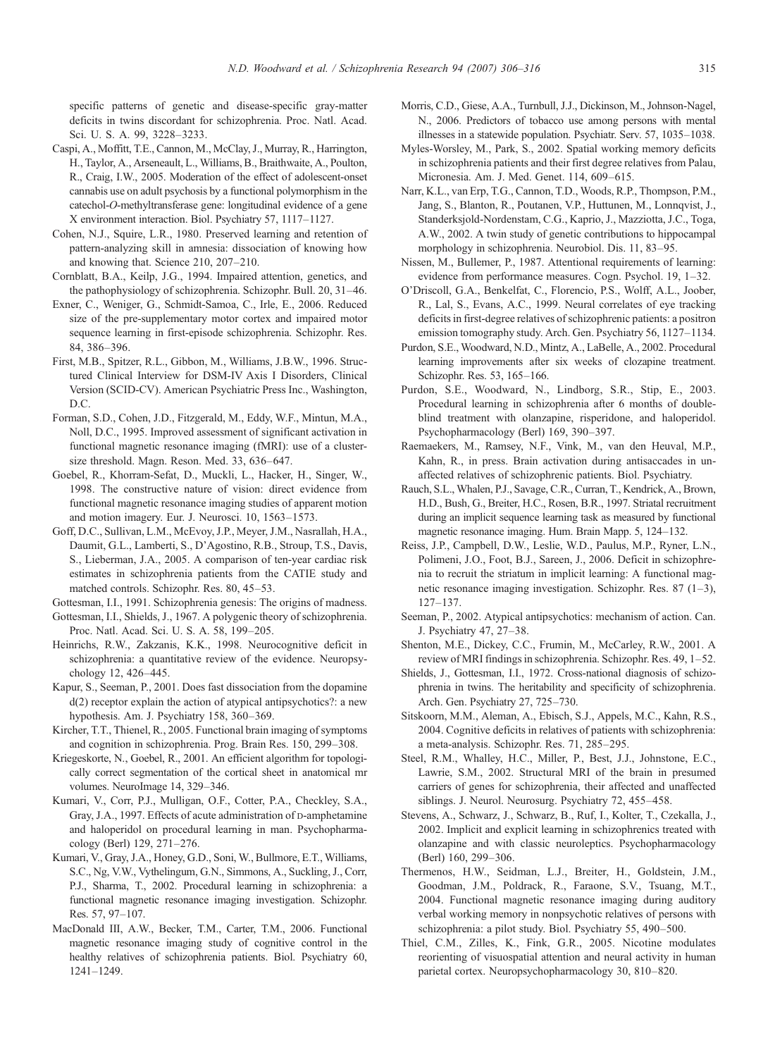specific patterns of genetic and disease-specific gray-matter deficits in twins discordant for schizophrenia. Proc. Natl. Acad. Sci. U. S. A. 99, 3228–3233.

Caspi, A., Moffitt, T.E., Cannon, M., McClay, J., Murray, R., Harrington, H., Taylor, A., Arseneault, L., Williams, B., Braithwaite, A., Poulton, R., Craig, I.W., 2005. Moderation of the effect of adolescent-onset cannabis use on adult psychosis by a functional polymorphism in the catechol-*O*-methyltransferase gene: longitudinal evidence of a gene X environment interaction. Biol. Psychiatry 57, 1117–1127.

Cohen, N.J., Squire, L.R., 1980. Preserved learning and retention of pattern-analyzing skill in amnesia: dissociation of knowing how and knowing that. Science 210, 207–210.

Cornblatt, B.A., Keilp, J.G., 1994. Impaired attention, genetics, and the pathophysiology of schizophrenia. Schizophr. Bull. 20, 31–46.

Exner, C., Weniger, G., Schmidt-Samoa, C., Irle, E., 2006. Reduced size of the pre-supplementary motor cortex and impaired motor sequence learning in first-episode schizophrenia. Schizophr. Res. 84, 386–396.

First, M.B., Spitzer, R.L., Gibbon, M., Williams, J.B.W., 1996. Structured Clinical Interview for DSM-IV Axis I Disorders, Clinical Version (SCID-CV). American Psychiatric Press Inc., Washington, D.C.

Forman, S.D., Cohen, J.D., Fitzgerald, M., Eddy, W.F., Mintun, M.A., Noll, D.C., 1995. Improved assessment of significant activation in functional magnetic resonance imaging (fMRI): use of a cluster-size threshold. Magn. Reson. Med. 33, 636–647.

Goebel, R., Khorram-Sefat, D., Muckli, L., Hacker, H., Singer, W., 1998. The constructive nature of vision: direct evidence from functional magnetic resonance imaging studies of apparent motion and motion imagery. Eur. J. Neurosci. 10, 1563–1573.

Goff, D.C., Sullivan, L.M., McEvoy, J.P., Meyer, J.M., Nasrallah, H.A., Daumit, G.L., Lamberti, S., D'Agostino, R.B., Stroup, T.S., Davis, S., Lieberman, J.A., 2005. A comparison of ten-year cardiac risk estimates in schizophrenia patients from the CATIE study and matched controls. Schizophr. Res. 80, 45–53.

Gottesman, I.I., 1991. Schizophrenia genesis: The origins of madness.

Gottesman, I.I., Shields, J., 1967. A polygenic theory of schizophrenia. Proc. Natl. Acad. Sci. U. S. A. 58, 199–205.

Heinrichs, R.W., Zakzanis, K.K., 1998. Neurocognitive deficit in schizophrenia: a quantitative review of the evidence. Neuropsychology 12, 426–445.

Kapur, S., Seeman, P., 2001. Does fast dissociation from the dopamine d(2) receptor explain the action of atypical antipsychotics?: a new hypothesis. Am. J. Psychiatry 158, 360–369.

Kircher, T.T., Thienel, R., 2005. Functional brain imaging of symptoms and cognition in schizophrenia. Prog. Brain Res. 150, 299–308.

Kriegeskorte, N., Goebel, R., 2001. An efficient algorithm for topologically correct segmentation of the cortical sheet in anatomical mr volumes. NeuroImage 14, 329–346.

Kumari, V., Corr, P.J., Mulligan, O.F., Cotter, P.A., Checkley, S.A., Gray, J.A., 1997. Effects of acute administration of D-amphetamine and haloperidol on procedural learning in man. Psychopharmacology (Berl) 129, 271–276.

Kumari, V., Gray, J.A., Honey, G.D., Soni, W., Bullmore, E.T., Williams, S.C., Ng, V.W., Vythelingum, G.N., Simmons, A., Suckling, J., Corr, P.J., Sharma, T., 2002. Procedural learning in schizophrenia: a functional magnetic resonance imaging investigation. Schizophr. Res. 57, 97–107.

MacDonald III, A.W., Becker, T.M., Carter, T.M., 2006. Functional magnetic resonance imaging study of cognitive control in the healthy relatives of schizophrenia patients. Biol. Psychiatry 60, 1241–1249.

Morris, C.D., Giese, A.A., Turnbull, J.J., Dickinson, M., Johnson-Nagel, N., 2006. Predictors of tobacco use among persons with mental illnesses in a statewide population. Psychiatr. Serv. 57, 1035–1038.

Myles-Worsley, M., Park, S., 2002. Spatial working memory deficits in schizophrenia patients and their first degree relatives from Palau, Micronesia. Am. J. Med. Genet. 114, 609–615.

Narr, K.L., van Erp, T.G., Cannon, T.D., Woods, R.P., Thompson, P.M., Jang, S., Blanton, R., Poutanen, V.P., Huttunen, M., Lonnqvist, J., Standerksjold-Nordenstam, C.G., Kaprio, J., Mazziotta, J.C., Toga, A.W., 2002. A twin study of genetic contributions to hippocampal morphology in schizophrenia. Neurobiol. Dis. 11, 83–95.

Nissen, M., Bullemer, P., 1987. Attentional requirements of learning: evidence from performance measures. Cogn. Psychol. 19, 1–32.

O'Driscoll, G.A., Benkelfat, C., Florencio, P.S., Wolff, A.L., Joober, R., Lal, S., Evans, A.C., 1999. Neural correlates of eye tracking deficits in first-degree relatives of schizophrenic patients: a positron emission tomography study. Arch. Gen. Psychiatry 56, 1127–1134.

Purdon, S.E., Woodward, N.D., Mintz, A., LaBelle, A., 2002. Procedural learning improvements after six weeks of clozapine treatment. Schizophr. Res. 53, 165–166.

Purdon, S.E., Woodward, N., Lindborg, S.R., Stip, E., 2003. Procedural learning in schizophrenia after 6 months of double-blind treatment with olanzapine, risperidone, and haloperidol. Psychopharmacology (Berl) 169, 390–397.

Raemaekers, M., Ramsey, N.F., Vink, M., van den Heuval, M.P., Kahn, R., in press. Brain activation during antisaccades in unaffected relatives of schizophrenic patients. Biol. Psychiatry.

Rauch, S.L., Whalen, P.J., Savage, C.R., Curran, T., Kendrick, A., Brown, H.D., Bush, G., Breiter, H.C., Rosen, B.R., 1997. Striatal recruitment during an implicit sequence learning task as measured by functional magnetic resonance imaging. Hum. Brain Mapp. 5, 124–132.

Reiss, J.P., Campbell, D.W., Leslie, W.D., Paulus, M.P., Ryner, L.N., Polimeni, J.O., Foot, B.J., Sareen, J., 2006. Deficit in schizophrenia to recruit the striatum in implicit learning: A functional magnetic resonance imaging investigation. Schizophr. Res. 87 (1–3), 127–137.

Seeman, P., 2002. Atypical antipsychotics: mechanism of action. Can. J. Psychiatry 47, 27–38.

Shenton, M.E., Dickey, C.C., Frumin, M., McCarley, R.W., 2001. A review of MRI findings in schizophrenia. Schizophr. Res. 49, 1–52.

Shields, J., Gottesman, I.I., 1972. Cross-national diagnosis of schizophrenia in twins. The heritability and specificity of schizophrenia. Arch. Gen. Psychiatry 27, 725–730.

Sitskoorn, M.M., Aleman, A., Ebisch, S.J., Appels, M.C., Kahn, R.S., 2004. Cognitive deficits in relatives of patients with schizophrenia: a meta-analysis. Schizophr. Res. 71, 285–295.

Steel, R.M., Whalley, H.C., Miller, P., Best, J.J., Johnstone, E.C., Lawrie, S.M., 2002. Structural MRI of the brain in presumed carriers of genes for schizophrenia, their affected and unaffected siblings. J. Neurol. Neurosurg. Psychiatry 72, 455–458.

Stevens, A., Schwarz, J., Schwarz, B., Ruf, I., Kolter, T., Czekalla, J., 2002. Implicit and explicit learning in schizophrenics treated with olanzapine and with classic neuroleptics. Psychopharmacology (Berl) 160, 299–306.

Thermenos, H.W., Seidman, L.J., Breiter, H., Goldstein, J.M., Goodman, J.M., Poldrack, R., Faraone, S.V., Tsuang, M.T., 2004. Functional magnetic resonance imaging during auditory verbal working memory in nonpsychotic relatives of persons with schizophrenia: a pilot study. Biol. Psychiatry 55, 490–500.

Thiel, C.M., Zilles, K., Fink, G.R., 2005. Nicotine modulates reorienting of visuospatial attention and neural activity in human parietal cortex. Neuropsychopharmacology 30, 810–820.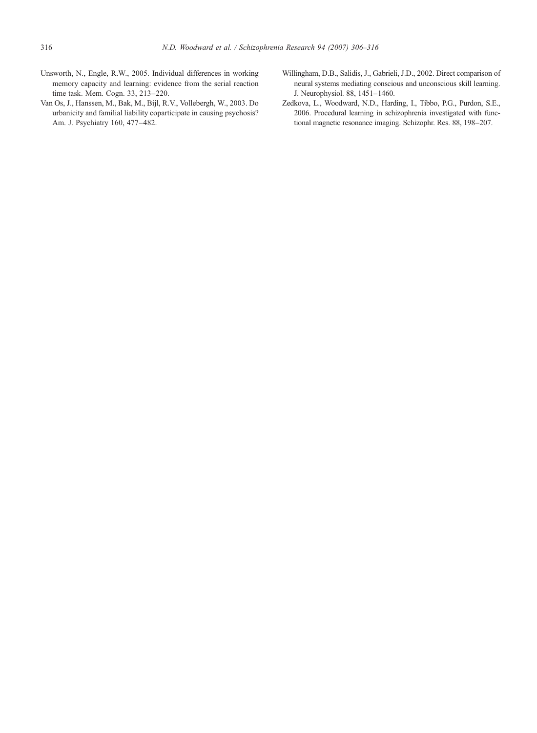Unsworth, N., Engle, R.W., 2005. Individual differences in working memory capacity and learning: evidence from the serial reaction time task. Mem. Cogn. 33, 213–220.

Van Os, J., Hanssen, M., Bak, M., Bijl, R.V., Vollebergh, W., 2003. Do urbanicity and familial liability coparticipate in causing psychosis? Am. J. Psychiatry 160, 477–482.

Willingham, D.B., Salidis, J., Gabrieli, J.D., 2002. Direct comparison of neural systems mediating conscious and unconscious skill learning. J. Neurophysiol. 88, 1451–1460.

Zedkova, L., Woodward, N.D., Harding, I., Tibbo, P.G., Purdon, S.E., 2006. Procedural learning in schizophrenia investigated with functional magnetic resonance imaging. Schizophr. Res. 88, 198–207.